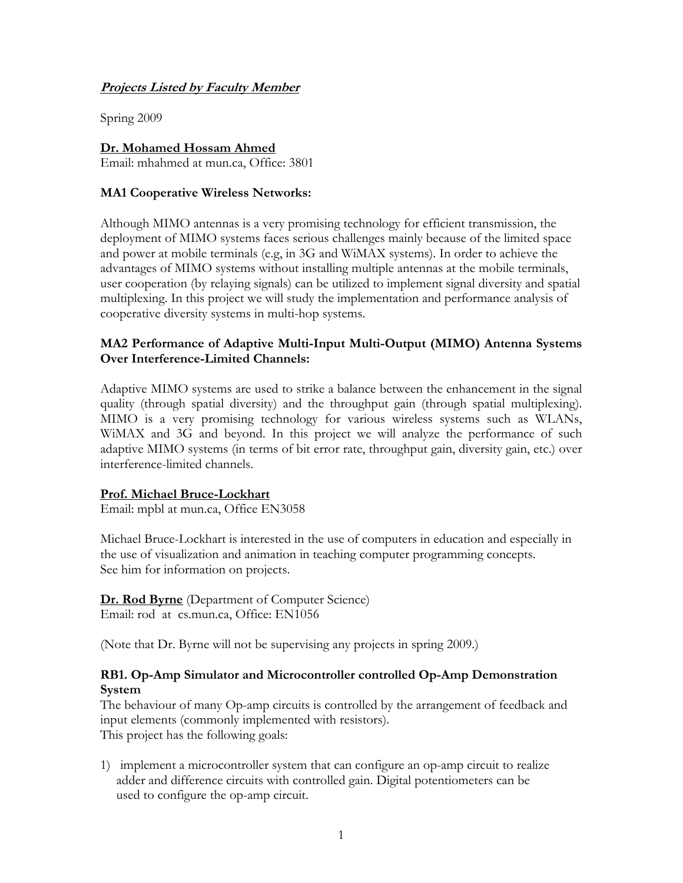***Projects Listed by Faculty Member***

Spring 2009

**Dr. Mohamed Hossam Ahmed**
Email: mhahmed at mun.ca, Office: 3801

**MA1 Cooperative Wireless Networks:**

Although MIMO antennas is a very promising technology for efficient transmission, the deployment of MIMO systems faces serious challenges mainly because of the limited space and power at mobile terminals (e.g, in 3G and WiMAX systems). In order to achieve the advantages of MIMO systems without installing multiple antennas at the mobile terminals, user cooperation (by relaying signals) can be utilized to implement signal diversity and spatial multiplexing. In this project we will study the implementation and performance analysis of cooperative diversity systems in multi-hop systems.

**MA2 Performance of Adaptive Multi-Input Multi-Output (MIMO) Antenna Systems Over Interference-Limited Channels:**

Adaptive MIMO systems are used to strike a balance between the enhancement in the signal quality (through spatial diversity) and the throughput gain (through spatial multiplexing). MIMO is a very promising technology for various wireless systems such as WLANs, WiMAX and 3G and beyond. In this project we will analyze the performance of such adaptive MIMO systems (in terms of bit error rate, throughput gain, diversity gain, etc.) over interference-limited channels.

**Prof. Michael Bruce-Lockhart**
Email: mpbl at mun.ca, Office EN3058

Michael Bruce-Lockhart is interested in the use of computers in education and especially in the use of visualization and animation in teaching computer programming concepts.
See him for information on projects.

**Dr. Rod Byrne** (Department of Computer Science)
Email: rod at cs.mun.ca, Office: EN1056

(Note that Dr. Byrne will not be supervising any projects in spring 2009.)

**RB1. Op-Amp Simulator and Microcontroller controlled Op-Amp Demonstration System**
The behaviour of many Op-amp circuits is controlled by the arrangement of feedback and input elements (commonly implemented with resistors).
This project has the following goals:

1) implement a microcontroller system that can configure an op-amp circuit to realize adder and difference circuits with controlled gain. Digital potentiometers can be used to configure the op-amp circuit.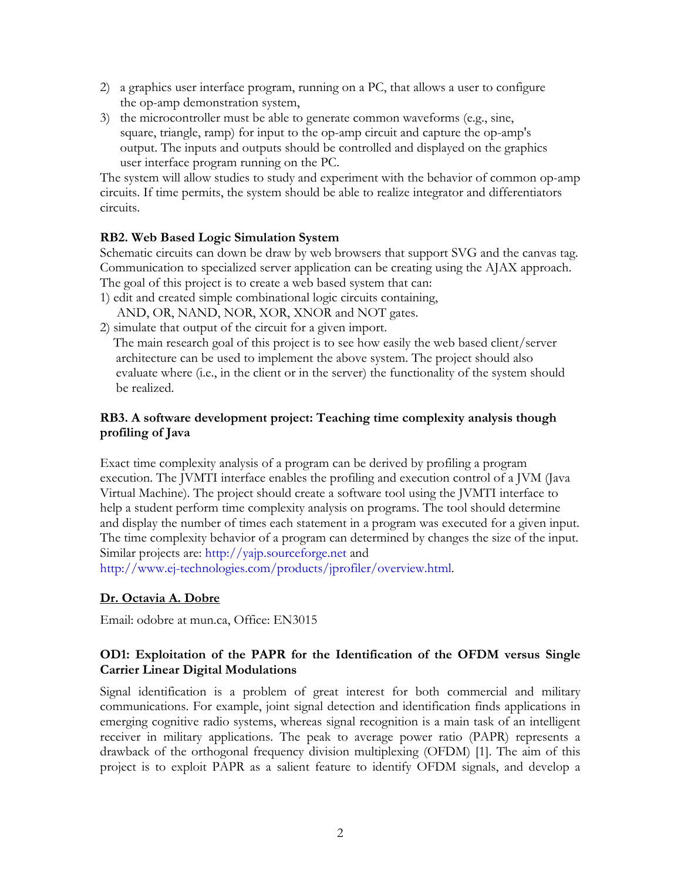2) a graphics user interface program, running on a PC, that allows a user to configure the op-amp demonstration system,
3) the microcontroller must be able to generate common waveforms (e.g., sine, square, triangle, ramp) for input to the op-amp circuit and capture the op-amp's output. The inputs and outputs should be controlled and displayed on the graphics user interface program running on the PC.

The system will allow studies to study and experiment with the behavior of common op-amp circuits. If time permits, the system should be able to realize integrator and differentiators circuits.

**RB2. Web Based Logic Simulation System**

Schematic circuits can down be draw by web browsers that support SVG and the canvas tag. Communication to specialized server application can be creating using the AJAX approach. The goal of this project is to create a web based system that can:

1) edit and created simple combinational logic circuits containing, AND, OR, NAND, NOR, XOR, XNOR and NOT gates.
2) simulate that output of the circuit for a given import.

The main research goal of this project is to see how easily the web based client/server architecture can be used to implement the above system. The project should also evaluate where (i.e., in the client or in the server) the functionality of the system should be realized.

**RB3. A software development project: Teaching time complexity analysis though profiling of Java**

Exact time complexity analysis of a program can be derived by profiling a program execution. The JVMTI interface enables the profiling and execution control of a JVM (Java Virtual Machine). The project should create a software tool using the JVMTI interface to help a student perform time complexity analysis on programs. The tool should determine and display the number of times each statement in a program was executed for a given input. The time complexity behavior of a program can determined by changes the size of the input. Similar projects are: http://yajp.sourceforge.net and http://www.ej-technologies.com/products/jprofiler/overview.html.

**Dr. Octavia A. Dobre**

Email: odobre at mun.ca, Office: EN3015

**OD1: Exploitation of the PAPR for the Identification of the OFDM versus Single Carrier Linear Digital Modulations**

Signal identification is a problem of great interest for both commercial and military communications. For example, joint signal detection and identification finds applications in emerging cognitive radio systems, whereas signal recognition is a main task of an intelligent receiver in military applications. The peak to average power ratio (PAPR) represents a drawback of the orthogonal frequency division multiplexing (OFDM) [1]. The aim of this project is to exploit PAPR as a salient feature to identify OFDM signals, and develop a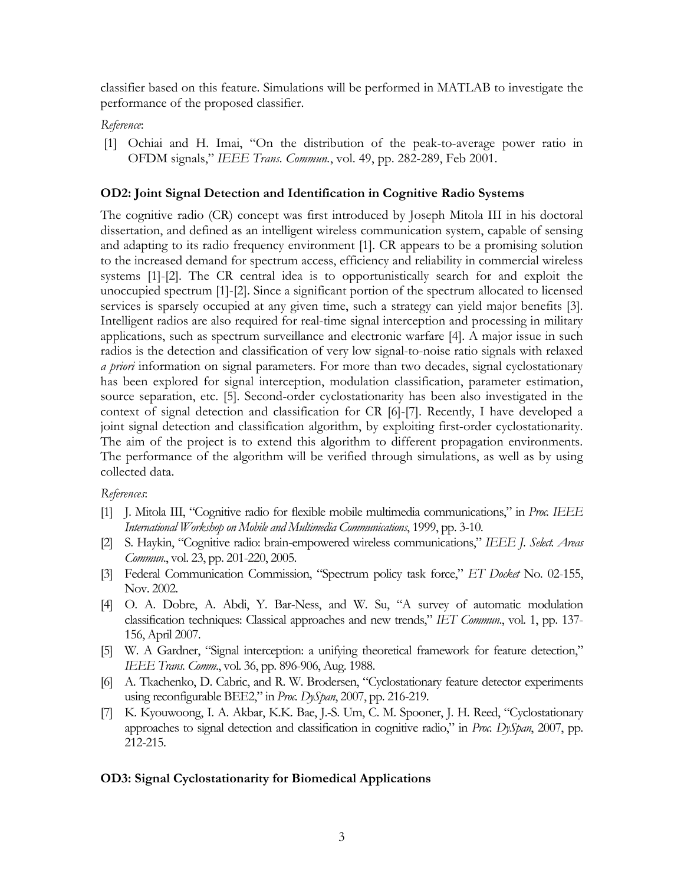classifier based on this feature. Simulations will be performed in MATLAB to investigate the performance of the proposed classifier.

*Reference*:

[1] Ochiai and H. Imai, "On the distribution of the peak-to-average power ratio in OFDM signals," *IEEE Trans. Commun.*, vol. 49, pp. 282-289, Feb 2001.

### OD2: Joint Signal Detection and Identification in Cognitive Radio Systems

The cognitive radio (CR) concept was first introduced by Joseph Mitola III in his doctoral dissertation, and defined as an intelligent wireless communication system, capable of sensing and adapting to its radio frequency environment [1]. CR appears to be a promising solution to the increased demand for spectrum access, efficiency and reliability in commercial wireless systems [1]-[2]. The CR central idea is to opportunistically search for and exploit the unoccupied spectrum [1]-[2]. Since a significant portion of the spectrum allocated to licensed services is sparsely occupied at any given time, such a strategy can yield major benefits [3]. Intelligent radios are also required for real-time signal interception and processing in military applications, such as spectrum surveillance and electronic warfare [4]. A major issue in such radios is the detection and classification of very low signal-to-noise ratio signals with relaxed *a priori* information on signal parameters. For more than two decades, signal cyclostationary has been explored for signal interception, modulation classification, parameter estimation, source separation, etc. [5]. Second-order cyclostationarity has been also investigated in the context of signal detection and classification for CR [6]-[7]. Recently, I have developed a joint signal detection and classification algorithm, by exploiting first-order cyclostationarity. The aim of the project is to extend this algorithm to different propagation environments. The performance of the algorithm will be verified through simulations, as well as by using collected data.

*References*:

[1] J. Mitola III, "Cognitive radio for flexible mobile multimedia communications," in *Proc. IEEE International Workshop on Mobile and Multimedia Communications*, 1999, pp. 3-10.

[2] S. Haykin, "Cognitive radio: brain-empowered wireless communications," *IEEE J. Select. Areas Commun.*, vol. 23, pp. 201-220, 2005.

[3] Federal Communication Commission, "Spectrum policy task force," *ET Docket* No. 02-155, Nov. 2002.

[4] O. A. Dobre, A. Abdi, Y. Bar-Ness, and W. Su, "A survey of automatic modulation classification techniques: Classical approaches and new trends," *IET Commun.*, vol. 1, pp. 137-156, April 2007.

[5] W. A Gardner, "Signal interception: a unifying theoretical framework for feature detection," *IEEE Trans. Comm.*, vol. 36, pp. 896-906, Aug. 1988.

[6] A. Tkachenko, D. Cabric, and R. W. Brodersen, "Cyclostationary feature detector experiments using reconfigurable BEE2," in *Proc. DySpan*, 2007, pp. 216-219.

[7] K. Kyouwoong, I. A. Akbar, K.K. Bae, J.-S. Um, C. M. Spooner, J. H. Reed, "Cyclostationary approaches to signal detection and classification in cognitive radio," in *Proc. DySpan*, 2007, pp. 212-215.

### OD3: Signal Cyclostationarity for Biomedical Applications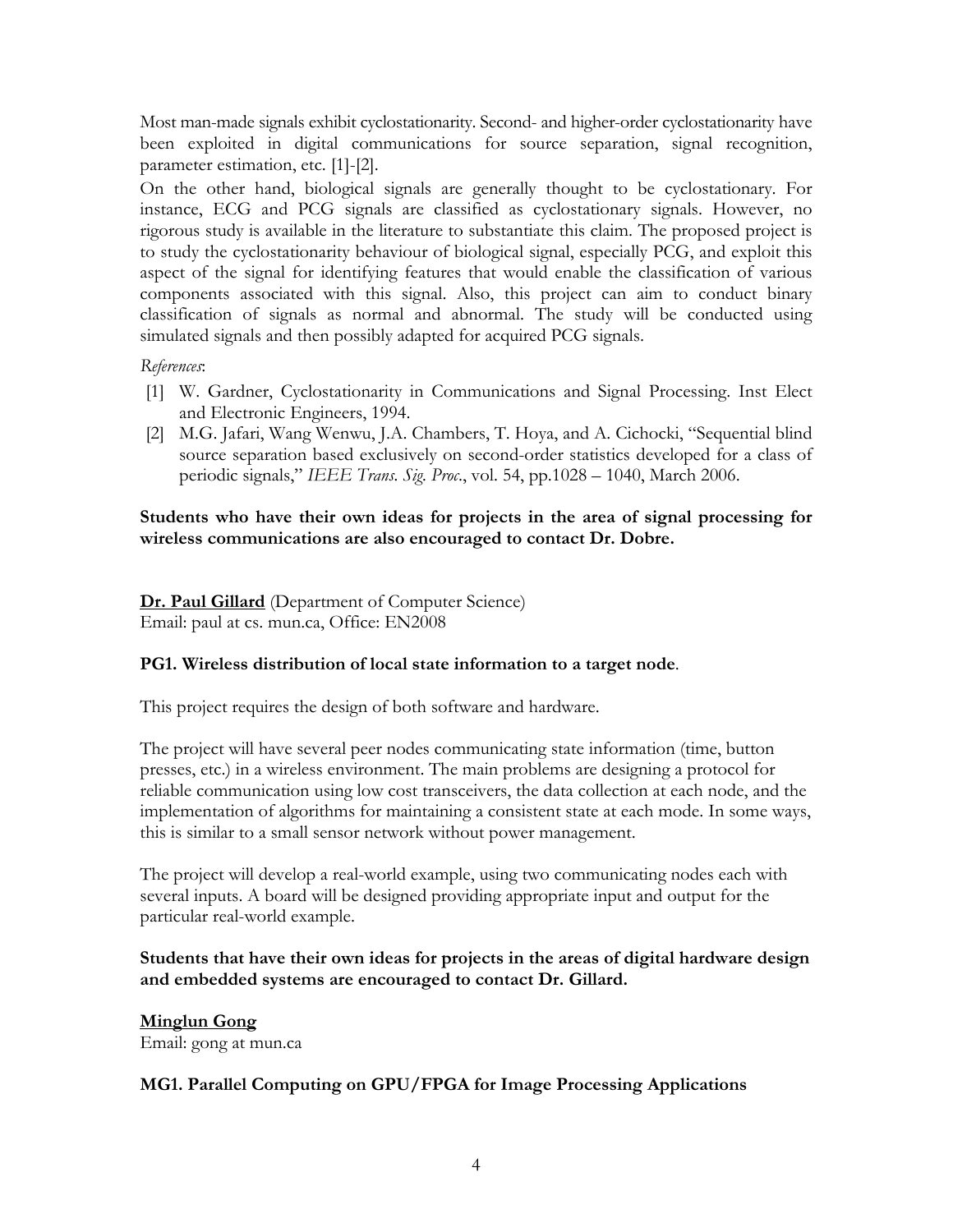Most man-made signals exhibit cyclostationarity. Second- and higher-order cyclostationarity have been exploited in digital communications for source separation, signal recognition, parameter estimation, etc. [1]-[2].

On the other hand, biological signals are generally thought to be cyclostationary. For instance, ECG and PCG signals are classified as cyclostationary signals. However, no rigorous study is available in the literature to substantiate this claim. The proposed project is to study the cyclostationarity behaviour of biological signal, especially PCG, and exploit this aspect of the signal for identifying features that would enable the classification of various components associated with this signal. Also, this project can aim to conduct binary classification of signals as normal and abnormal. The study will be conducted using simulated signals and then possibly adapted for acquired PCG signals.

*References*:

[1] W. Gardner, Cyclostationarity in Communications and Signal Processing. Inst Elect and Electronic Engineers, 1994.

[2] M.G. Jafari, Wang Wenwu, J.A. Chambers, T. Hoya, and A. Cichocki, "Sequential blind source separation based exclusively on second-order statistics developed for a class of periodic signals," *IEEE Trans. Sig. Proc.*, vol. 54, pp.1028 – 1040, March 2006.

**Students who have their own ideas for projects in the area of signal processing for wireless communications are also encouraged to contact Dr. Dobre.**

**Dr. Paul Gillard** (Department of Computer Science)
Email: paul at cs. mun.ca, Office: EN2008

**PG1. Wireless distribution of local state information to a target node**.

This project requires the design of both software and hardware.

The project will have several peer nodes communicating state information (time, button presses, etc.) in a wireless environment. The main problems are designing a protocol for reliable communication using low cost transceivers, the data collection at each node, and the implementation of algorithms for maintaining a consistent state at each mode. In some ways, this is similar to a small sensor network without power management.

The project will develop a real-world example, using two communicating nodes each with several inputs. A board will be designed providing appropriate input and output for the particular real-world example.

**Students that have their own ideas for projects in the areas of digital hardware design and embedded systems are encouraged to contact Dr. Gillard.**

**Minglun Gong**
Email: gong at mun.ca

**MG1. Parallel Computing on GPU/FPGA for Image Processing Applications**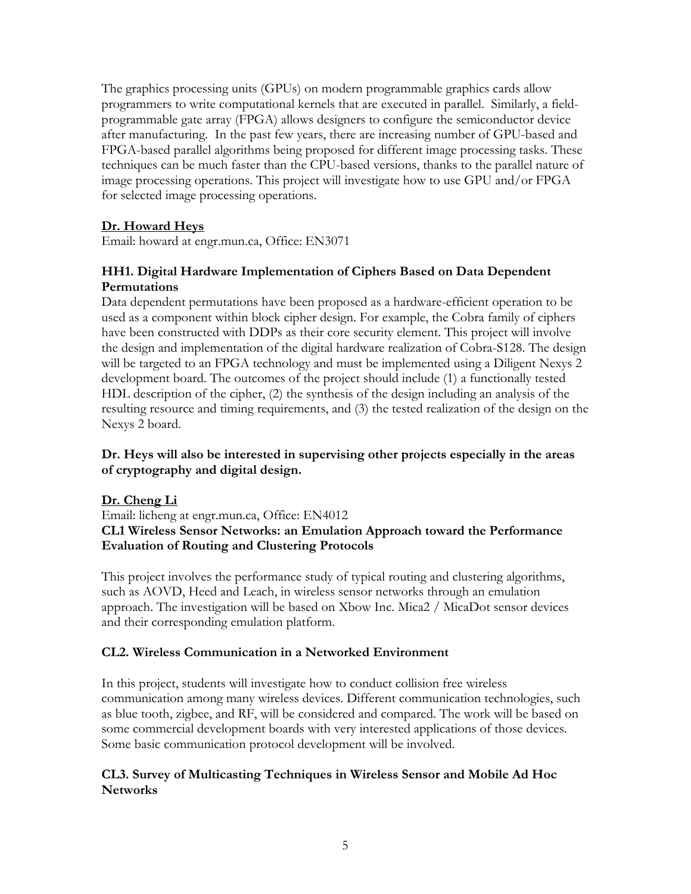The graphics processing units (GPUs) on modern programmable graphics cards allow programmers to write computational kernels that are executed in parallel. Similarly, a field-programmable gate array (FPGA) allows designers to configure the semiconductor device after manufacturing. In the past few years, there are increasing number of GPU-based and FPGA-based parallel algorithms being proposed for different image processing tasks. These techniques can be much faster than the CPU-based versions, thanks to the parallel nature of image processing operations. This project will investigate how to use GPU and/or FPGA for selected image processing operations.

## Dr. Howard Heys

Email: howard at engr.mun.ca, Office: EN3071

### HH1. Digital Hardware Implementation of Ciphers Based on Data Dependent Permutations

Data dependent permutations have been proposed as a hardware-efficient operation to be used as a component within block cipher design. For example, the Cobra family of ciphers have been constructed with DDPs as their core security element. This project will involve the design and implementation of the digital hardware realization of Cobra-S128. The design will be targeted to an FPGA technology and must be implemented using a Diligent Nexys 2 development board. The outcomes of the project should include (1) a functionally tested HDL description of the cipher, (2) the synthesis of the design including an analysis of the resulting resource and timing requirements, and (3) the tested realization of the design on the Nexys 2 board.

**Dr. Heys will also be interested in supervising other projects especially in the areas of cryptography and digital design.**

## Dr. Cheng Li

Email: licheng at engr.mun.ca, Office: EN4012

### CL1 Wireless Sensor Networks: an Emulation Approach toward the Performance Evaluation of Routing and Clustering Protocols

This project involves the performance study of typical routing and clustering algorithms, such as AOVD, Heed and Leach, in wireless sensor networks through an emulation approach. The investigation will be based on Xbow Inc. Mica2 / MicaDot sensor devices and their corresponding emulation platform.

### CL2. Wireless Communication in a Networked Environment

In this project, students will investigate how to conduct collision free wireless communication among many wireless devices. Different communication technologies, such as blue tooth, zigbee, and RF, will be considered and compared. The work will be based on some commercial development boards with very interested applications of those devices. Some basic communication protocol development will be involved.

### CL3. Survey of Multicasting Techniques in Wireless Sensor and Mobile Ad Hoc Networks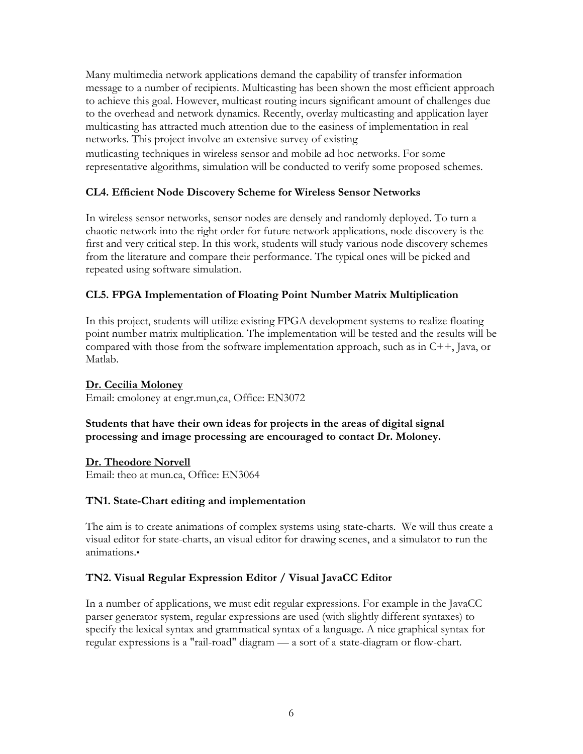Many multimedia network applications demand the capability of transfer information message to a number of recipients. Multicasting has been shown the most efficient approach to achieve this goal. However, multicast routing incurs significant amount of challenges due to the overhead and network dynamics. Recently, overlay multicasting and application layer multicasting has attracted much attention due to the easiness of implementation in real networks. This project involve an extensive survey of existing mutlicasting techniques in wireless sensor and mobile ad hoc networks. For some representative algorithms, simulation will be conducted to verify some proposed schemes.

### CL4. Efficient Node Discovery Scheme for Wireless Sensor Networks

In wireless sensor networks, sensor nodes are densely and randomly deployed. To turn a chaotic network into the right order for future network applications, node discovery is the first and very critical step. In this work, students will study various node discovery schemes from the literature and compare their performance. The typical ones will be picked and repeated using software simulation.

### CL5. FPGA Implementation of Floating Point Number Matrix Multiplication

In this project, students will utilize existing FPGA development systems to realize floating point number matrix multiplication. The implementation will be tested and the results will be compared with those from the software implementation approach, such as in C++, Java, or Matlab.

**Dr. Cecilia Moloney**
Email: cmoloney at engr.mun,ca, Office: EN3072

**Students that have their own ideas for projects in the areas of digital signal processing and image processing are encouraged to contact Dr. Moloney.**

**Dr. Theodore Norvell**
Email: theo at mun.ca, Office: EN3064

### TN1. State-Chart editing and implementation

The aim is to create animations of complex systems using state-charts. We will thus create a visual editor for state-charts, an visual editor for drawing scenes, and a simulator to run the animations.•

### TN2. Visual Regular Expression Editor / Visual JavaCC Editor

In a number of applications, we must edit regular expressions. For example in the JavaCC parser generator system, regular expressions are used (with slightly different syntaxes) to specify the lexical syntax and grammatical syntax of a language. A nice graphical syntax for regular expressions is a "rail-road" diagram — a sort of a state-diagram or flow-chart.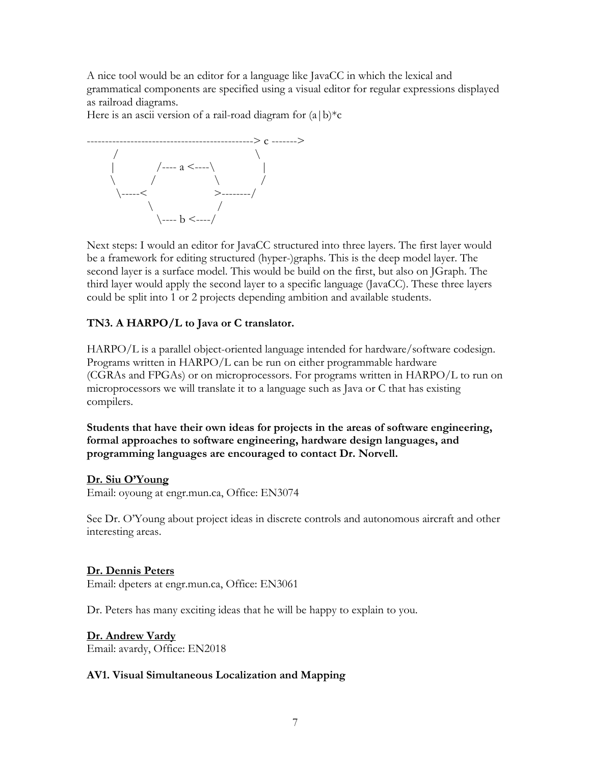A nice tool would be an editor for a language like JavaCC in which the lexical and grammatical components are specified using a visual editor for regular expressions displayed as railroad diagrams.

Here is an ascii version of a rail-road diagram for (a|b)*c

```
----------------------------------------------> c ------->
       /                                    \
      |           /---- a <----\             |
       \         /              \           /
        \-----<                  >--------/
                 \              /
                  \---- b <----/
```

Next steps: I would an editor for JavaCC structured into three layers. The first layer would be a framework for editing structured (hyper-)graphs. This is the deep model layer. The second layer is a surface model. This would be build on the first, but also on JGraph. The third layer would apply the second layer to a specific language (JavaCC). These three layers could be split into 1 or 2 projects depending ambition and available students.

### TN3. A HARPO/L to Java or C translator.

HARPO/L is a parallel object-oriented language intended for hardware/software codesign. Programs written in HARPO/L can be run on either programmable hardware (CGRAs and FPGAs) or on microprocessors. For programs written in HARPO/L to run on microprocessors we will translate it to a language such as Java or C that has existing compilers.

**Students that have their own ideas for projects in the areas of software engineering, formal approaches to software engineering, hardware design languages, and programming languages are encouraged to contact Dr. Norvell.**

## Dr. Siu O'Young

Email: oyoung at engr.mun.ca, Office: EN3074

See Dr. O'Young about project ideas in discrete controls and autonomous aircraft and other interesting areas.

## Dr. Dennis Peters

Email: dpeters at engr.mun.ca, Office: EN3061

Dr. Peters has many exciting ideas that he will be happy to explain to you.

## Dr. Andrew Vardy

Email: avardy, Office: EN2018

### AV1. Visual Simultaneous Localization and Mapping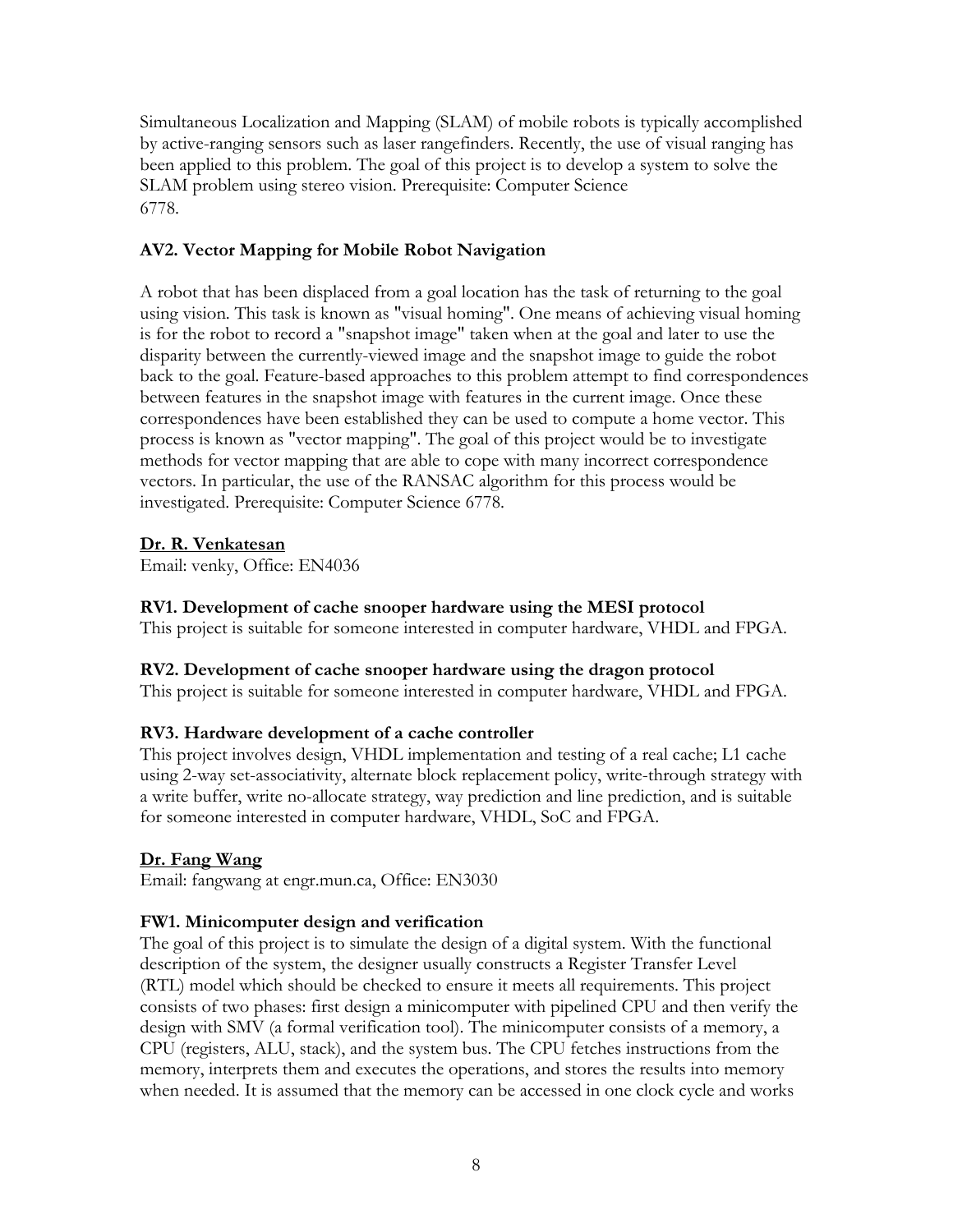Simultaneous Localization and Mapping (SLAM) of mobile robots is typically accomplished by active-ranging sensors such as laser rangefinders. Recently, the use of visual ranging has been applied to this problem. The goal of this project is to develop a system to solve the SLAM problem using stereo vision. Prerequisite: Computer Science 6778.

**AV2. Vector Mapping for Mobile Robot Navigation**

A robot that has been displaced from a goal location has the task of returning to the goal using vision. This task is known as "visual homing". One means of achieving visual homing is for the robot to record a "snapshot image" taken when at the goal and later to use the disparity between the currently-viewed image and the snapshot image to guide the robot back to the goal. Feature-based approaches to this problem attempt to find correspondences between features in the snapshot image with features in the current image. Once these correspondences have been established they can be used to compute a home vector. This process is known as "vector mapping". The goal of this project would be to investigate methods for vector mapping that are able to cope with many incorrect correspondence vectors. In particular, the use of the RANSAC algorithm for this process would be investigated. Prerequisite: Computer Science 6778.

**Dr. R. Venkatesan**

Email: venky, Office: EN4036

**RV1. Development of cache snooper hardware using the MESI protocol**

This project is suitable for someone interested in computer hardware, VHDL and FPGA.

**RV2. Development of cache snooper hardware using the dragon protocol**

This project is suitable for someone interested in computer hardware, VHDL and FPGA.

**RV3. Hardware development of a cache controller**

This project involves design, VHDL implementation and testing of a real cache; L1 cache using 2-way set-associativity, alternate block replacement policy, write-through strategy with a write buffer, write no-allocate strategy, way prediction and line prediction, and is suitable for someone interested in computer hardware, VHDL, SoC and FPGA.

**Dr. Fang Wang**

Email: fangwang at engr.mun.ca, Office: EN3030

**FW1. Minicomputer design and verification**

The goal of this project is to simulate the design of a digital system. With the functional description of the system, the designer usually constructs a Register Transfer Level (RTL) model which should be checked to ensure it meets all requirements. This project consists of two phases: first design a minicomputer with pipelined CPU and then verify the design with SMV (a formal verification tool). The minicomputer consists of a memory, a CPU (registers, ALU, stack), and the system bus. The CPU fetches instructions from the memory, interprets them and executes the operations, and stores the results into memory when needed. It is assumed that the memory can be accessed in one clock cycle and works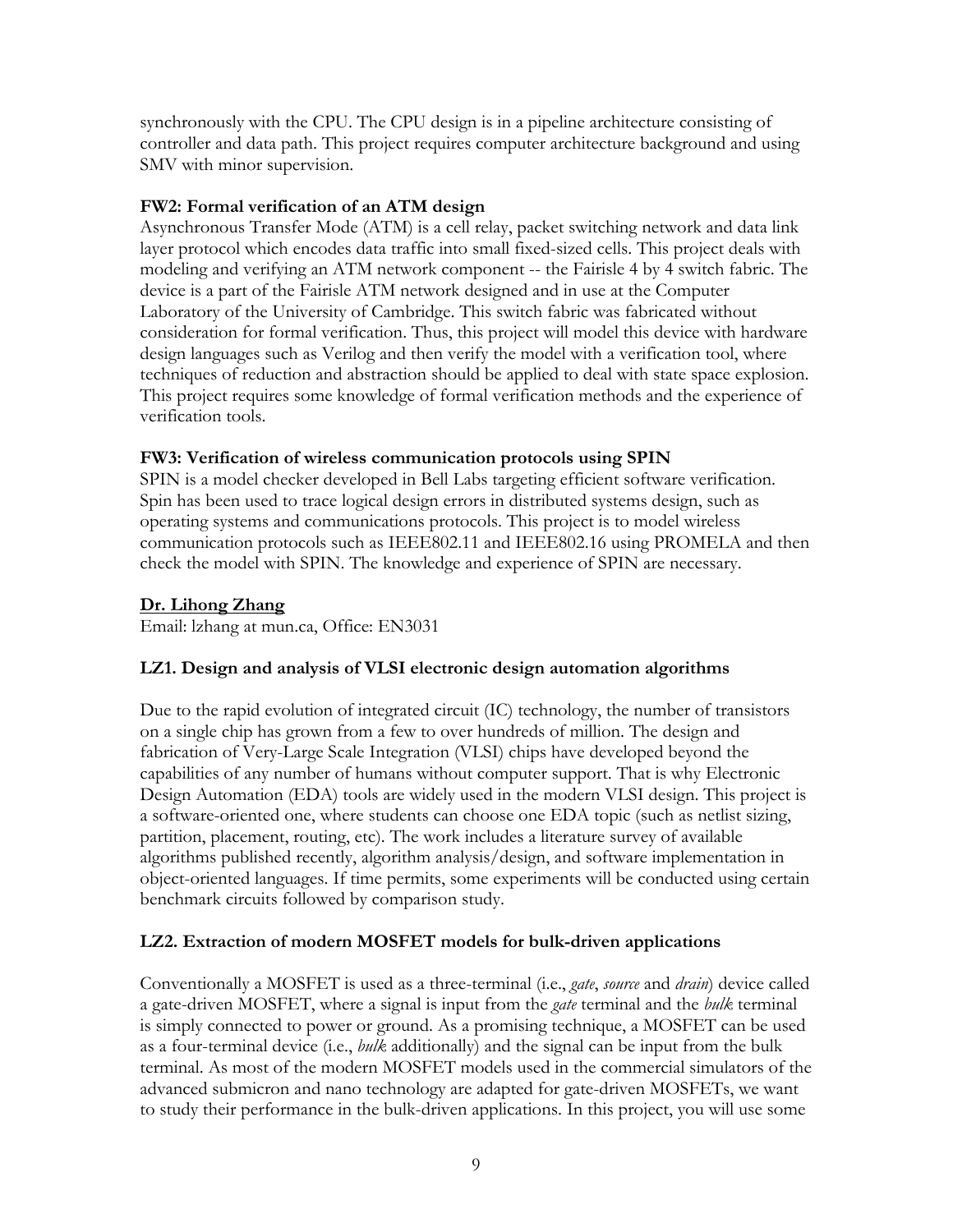synchronously with the CPU. The CPU design is in a pipeline architecture consisting of controller and data path. This project requires computer architecture background and using SMV with minor supervision.

**FW2: Formal verification of an ATM design**

Asynchronous Transfer Mode (ATM) is a cell relay, packet switching network and data link layer protocol which encodes data traffic into small fixed-sized cells. This project deals with modeling and verifying an ATM network component -- the Fairisle 4 by 4 switch fabric. The device is a part of the Fairisle ATM network designed and in use at the Computer Laboratory of the University of Cambridge. This switch fabric was fabricated without consideration for formal verification. Thus, this project will model this device with hardware design languages such as Verilog and then verify the model with a verification tool, where techniques of reduction and abstraction should be applied to deal with state space explosion. This project requires some knowledge of formal verification methods and the experience of verification tools.

**FW3: Verification of wireless communication protocols using SPIN**

SPIN is a model checker developed in Bell Labs targeting efficient software verification. Spin has been used to trace logical design errors in distributed systems design, such as operating systems and communications protocols. This project is to model wireless communication protocols such as IEEE802.11 and IEEE802.16 using PROMELA and then check the model with SPIN. The knowledge and experience of SPIN are necessary.

**Dr. Lihong Zhang**

Email: lzhang at mun.ca, Office: EN3031

**LZ1. Design and analysis of VLSI electronic design automation algorithms**

Due to the rapid evolution of integrated circuit (IC) technology, the number of transistors on a single chip has grown from a few to over hundreds of million. The design and fabrication of Very-Large Scale Integration (VLSI) chips have developed beyond the capabilities of any number of humans without computer support. That is why Electronic Design Automation (EDA) tools are widely used in the modern VLSI design. This project is a software-oriented one, where students can choose one EDA topic (such as netlist sizing, partition, placement, routing, etc). The work includes a literature survey of available algorithms published recently, algorithm analysis/design, and software implementation in object-oriented languages. If time permits, some experiments will be conducted using certain benchmark circuits followed by comparison study.

**LZ2. Extraction of modern MOSFET models for bulk-driven applications**

Conventionally a MOSFET is used as a three-terminal (i.e., *gate*, *source* and *drain*) device called a gate-driven MOSFET, where a signal is input from the *gate* terminal and the *bulk* terminal is simply connected to power or ground. As a promising technique, a MOSFET can be used as a four-terminal device (i.e., *bulk* additionally) and the signal can be input from the bulk terminal. As most of the modern MOSFET models used in the commercial simulators of the advanced submicron and nano technology are adapted for gate-driven MOSFETs, we want to study their performance in the bulk-driven applications. In this project, you will use some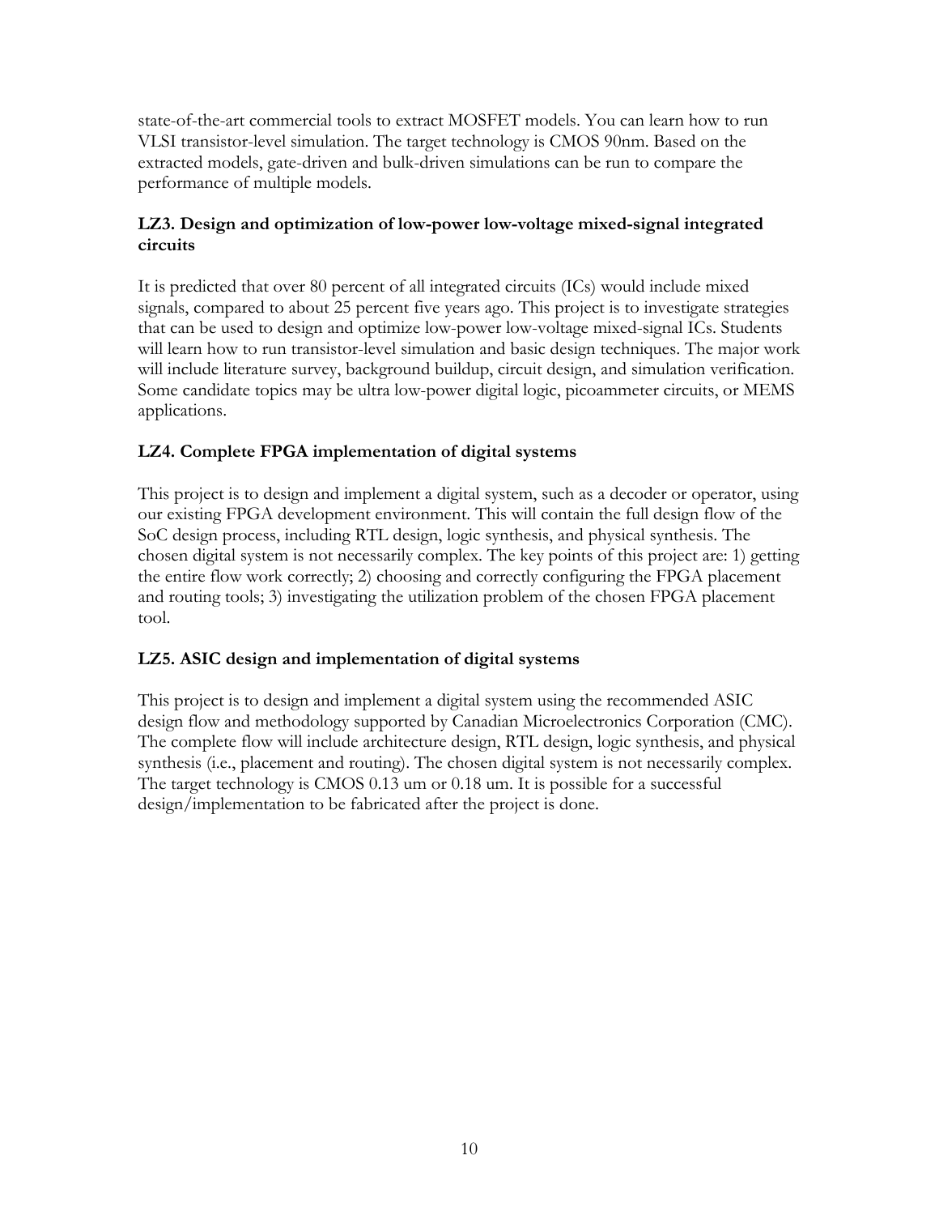state-of-the-art commercial tools to extract MOSFET models. You can learn how to run VLSI transistor-level simulation. The target technology is CMOS 90nm. Based on the extracted models, gate-driven and bulk-driven simulations can be run to compare the performance of multiple models.

### LZ3. Design and optimization of low-power low-voltage mixed-signal integrated circuits

It is predicted that over 80 percent of all integrated circuits (ICs) would include mixed signals, compared to about 25 percent five years ago. This project is to investigate strategies that can be used to design and optimize low-power low-voltage mixed-signal ICs. Students will learn how to run transistor-level simulation and basic design techniques. The major work will include literature survey, background buildup, circuit design, and simulation verification. Some candidate topics may be ultra low-power digital logic, picoammeter circuits, or MEMS applications.

### LZ4. Complete FPGA implementation of digital systems

This project is to design and implement a digital system, such as a decoder or operator, using our existing FPGA development environment. This will contain the full design flow of the SoC design process, including RTL design, logic synthesis, and physical synthesis. The chosen digital system is not necessarily complex. The key points of this project are: 1) getting the entire flow work correctly; 2) choosing and correctly configuring the FPGA placement and routing tools; 3) investigating the utilization problem of the chosen FPGA placement tool.

### LZ5. ASIC design and implementation of digital systems

This project is to design and implement a digital system using the recommended ASIC design flow and methodology supported by Canadian Microelectronics Corporation (CMC). The complete flow will include architecture design, RTL design, logic synthesis, and physical synthesis (i.e., placement and routing). The chosen digital system is not necessarily complex. The target technology is CMOS 0.13 um or 0.18 um. It is possible for a successful design/implementation to be fabricated after the project is done.